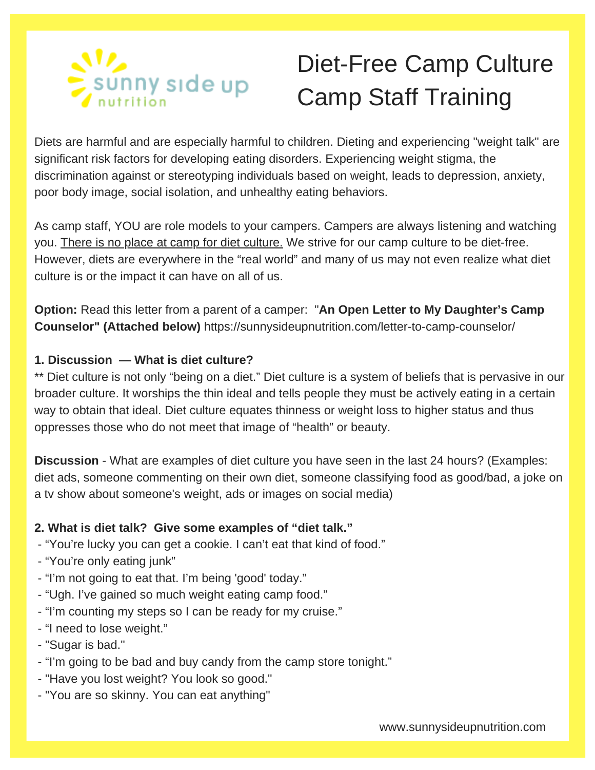sunny side up nutrition

# Diet-Free Camp Culture Camp Staff Training

Diets are harmful and are especially harmful to children. Dieting and experiencing "weight talk" are significant risk factors for developing eating disorders. Experiencing weight stigma, the discrimination against or stereotyping individuals based on weight, leads to depression, anxiety, poor body image, social isolation, and unhealthy eating behaviors.

As camp staff, YOU are role models to your campers. Campers are always listening and watching you. There is no place at camp for diet culture. We strive for our camp culture to be diet-free. However, diets are everywhere in the "real world" and many of us may not even realize what diet culture is or the impact it can have on all of us.

**Option:** Read this letter from a parent of a camper: "**An Open Letter to My Daughter's Camp Counselor" (Attached below)** https://sunnysideupnutrition.com/letter-to-camp-counselor/

**1. Discussion — What is diet culture?**

** Diet culture is not only "being on a diet." Diet culture is a system of beliefs that is pervasive in our broader culture. It worships the thin ideal and tells people they must be actively eating in a certain way to obtain that ideal. Diet culture equates thinness or weight loss to higher status and thus oppresses those who do not meet that image of "health" or beauty.

**Discussion** - What are examples of diet culture you have seen in the last 24 hours? (Examples: diet ads, someone commenting on their own diet, someone classifying food as good/bad, a joke on a tv show about someone's weight, ads or images on social media)

**2. What is diet talk? Give some examples of "diet talk."**

- "You're lucky you can get a cookie. I can't eat that kind of food."
- "You're only eating junk"
- "I'm not going to eat that. I'm being 'good' today."
- "Ugh. I've gained so much weight eating camp food."
- "I'm counting my steps so I can be ready for my cruise."
- "I need to lose weight."
- "Sugar is bad."
- "I'm going to be bad and buy candy from the camp store tonight."
- "Have you lost weight? You look so good."
- "You are so skinny. You can eat anything"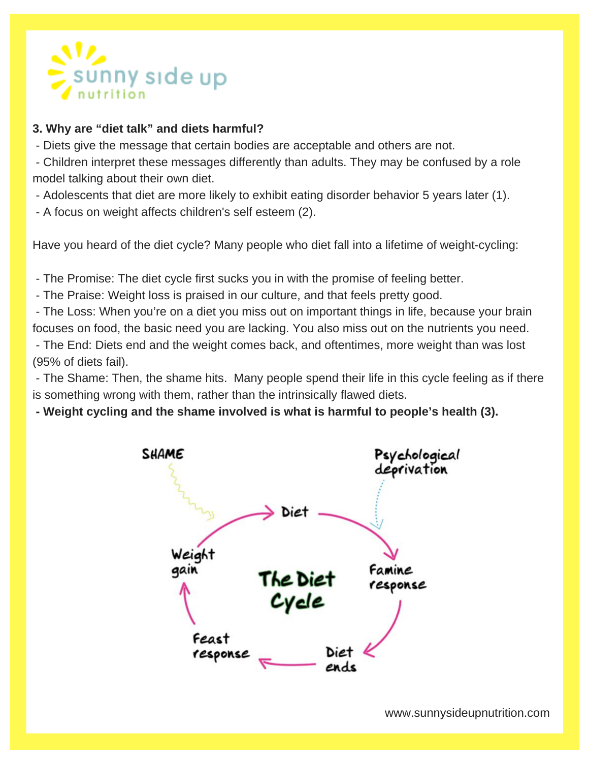**3. Why are "diet talk" and diets harmful?**

- Diets give the message that certain bodies are acceptable and others are not.
- Children interpret these messages differently than adults. They may be confused by a role model talking about their own diet.
- Adolescents that diet are more likely to exhibit eating disorder behavior 5 years later (1).
- A focus on weight affects children's self esteem (2).

Have you heard of the diet cycle? Many people who diet fall into a lifetime of weight-cycling:

- The Promise: The diet cycle first sucks you in with the promise of feeling better.
- The Praise: Weight loss is praised in our culture, and that feels pretty good.
- The Loss: When you're on a diet you miss out on important things in life, because your brain focuses on food, the basic need you are lacking. You also miss out on the nutrients you need.
- The End: Diets end and the weight comes back, and oftentimes, more weight than was lost (95% of diets fail).
- The Shame: Then, the shame hits. Many people spend their life in this cycle feeling as if there is something wrong with them, rather than the intrinsically flawed diets.
- **Weight cycling and the shame involved is what is harmful to people's health (3).**

**The Diet Cycle**

Diet → Famine response → Diet ends → Feast response → Weight gain → Diet

SHAME → Diet

Psychological deprivation → Famine response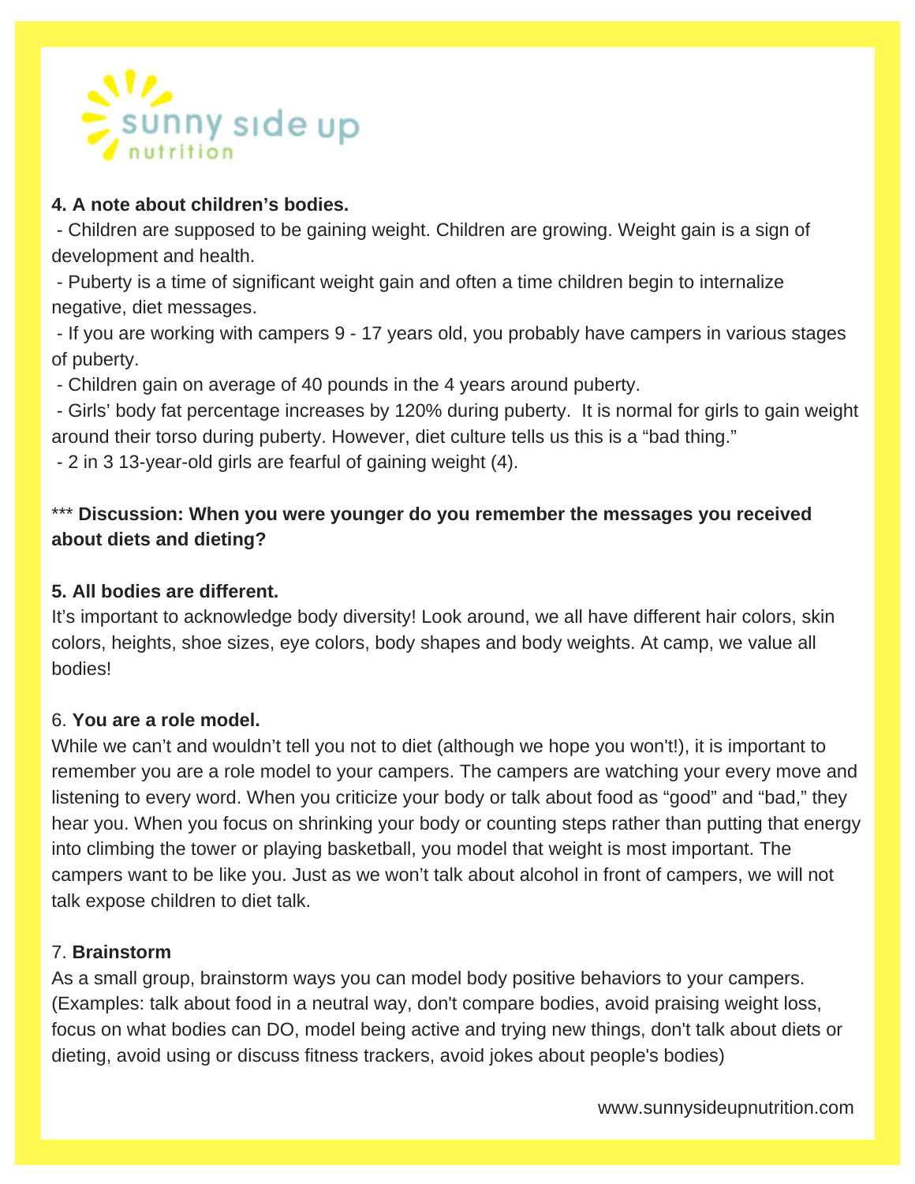**4. A note about children's bodies.**

- Children are supposed to be gaining weight. Children are growing. Weight gain is a sign of development and health.
- Puberty is a time of significant weight gain and often a time children begin to internalize negative, diet messages.
- If you are working with campers 9 - 17 years old, you probably have campers in various stages of puberty.
- Children gain on average of 40 pounds in the 4 years around puberty.
- Girls' body fat percentage increases by 120% during puberty. It is normal for girls to gain weight around their torso during puberty. However, diet culture tells us this is a "bad thing."
- 2 in 3 13-year-old girls are fearful of gaining weight (4).

*** **Discussion: When you were younger do you remember the messages you received about diets and dieting?**

**5. All bodies are different.**

It's important to acknowledge body diversity! Look around, we all have different hair colors, skin colors, heights, shoe sizes, eye colors, body shapes and body weights. At camp, we value all bodies!

6. **You are a role model.**

While we can't and wouldn't tell you not to diet (although we hope you won't!), it is important to remember you are a role model to your campers. The campers are watching your every move and listening to every word. When you criticize your body or talk about food as "good" and "bad," they hear you. When you focus on shrinking your body or counting steps rather than putting that energy into climbing the tower or playing basketball, you model that weight is most important. The campers want to be like you. Just as we won't talk about alcohol in front of campers, we will not talk expose children to diet talk.

7. **Brainstorm**

As a small group, brainstorm ways you can model body positive behaviors to your campers. (Examples: talk about food in a neutral way, don't compare bodies, avoid praising weight loss, focus on what bodies can DO, model being active and trying new things, don't talk about diets or dieting, avoid using or discuss fitness trackers, avoid jokes about people's bodies)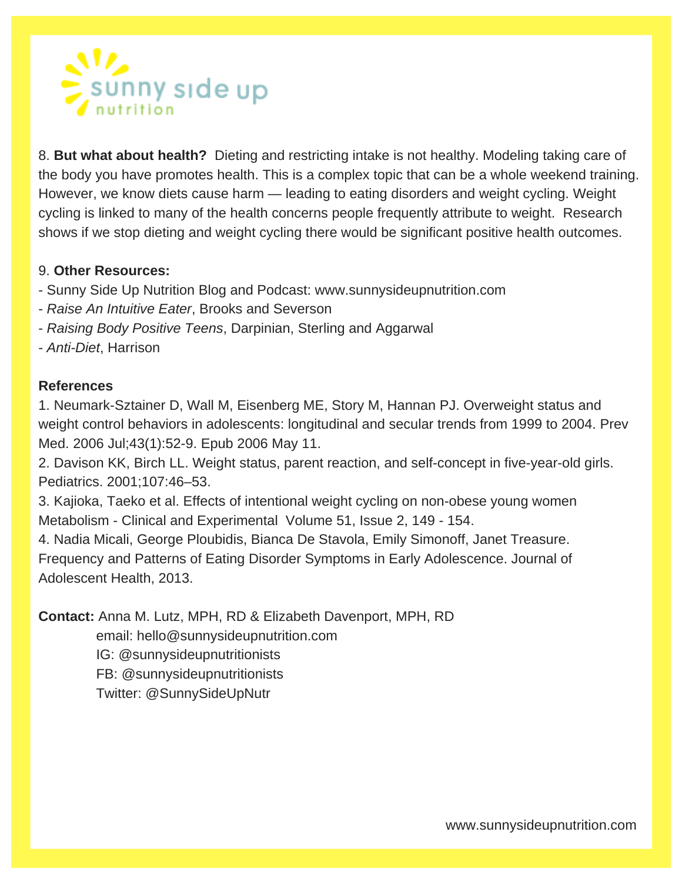8. **But what about health?** Dieting and restricting intake is not healthy. Modeling taking care of the body you have promotes health. This is a complex topic that can be a whole weekend training. However, we know diets cause harm — leading to eating disorders and weight cycling. Weight cycling is linked to many of the health concerns people frequently attribute to weight. Research shows if we stop dieting and weight cycling there would be significant positive health outcomes.

9. **Other Resources:**

- Sunny Side Up Nutrition Blog and Podcast: www.sunnysideupnutrition.com
- *Raise An Intuitive Eater*, Brooks and Severson
- *Raising Body Positive Teens*, Darpinian, Sterling and Aggarwal
- *Anti-Diet*, Harrison

**References**

1. Neumark-Sztainer D, Wall M, Eisenberg ME, Story M, Hannan PJ. Overweight status and weight control behaviors in adolescents: longitudinal and secular trends from 1999 to 2004. Prev Med. 2006 Jul;43(1):52-9. Epub 2006 May 11.
2. Davison KK, Birch LL. Weight status, parent reaction, and self-concept in five-year-old girls. Pediatrics. 2001;107:46–53.
3. Kajioka, Taeko et al. Effects of intentional weight cycling on non-obese young women Metabolism - Clinical and Experimental Volume 51, Issue 2, 149 - 154.
4. Nadia Micali, George Ploubidis, Bianca De Stavola, Emily Simonoff, Janet Treasure. Frequency and Patterns of Eating Disorder Symptoms in Early Adolescence. Journal of Adolescent Health, 2013.

**Contact:** Anna M. Lutz, MPH, RD & Elizabeth Davenport, MPH, RD
email: hello@sunnysideupnutrition.com
IG: @sunnysideupnutritionists
FB: @sunnysideupnutritionists
Twitter: @SunnySideUpNutr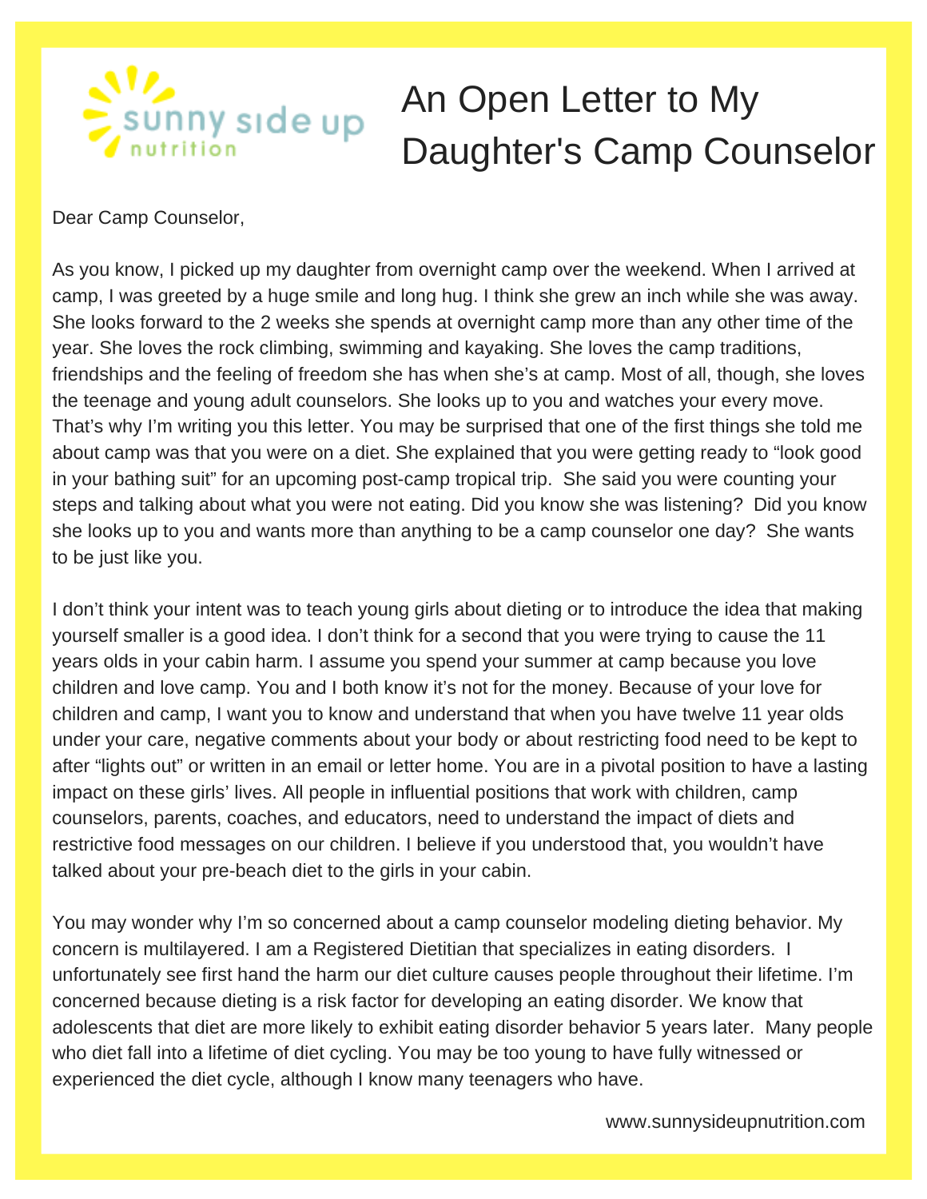# An Open Letter to My Daughter's Camp Counselor

Dear Camp Counselor,

As you know, I picked up my daughter from overnight camp over the weekend. When I arrived at camp, I was greeted by a huge smile and long hug. I think she grew an inch while she was away. She looks forward to the 2 weeks she spends at overnight camp more than any other time of the year. She loves the rock climbing, swimming and kayaking. She loves the camp traditions, friendships and the feeling of freedom she has when she's at camp. Most of all, though, she loves the teenage and young adult counselors. She looks up to you and watches your every move. That's why I'm writing you this letter. You may be surprised that one of the first things she told me about camp was that you were on a diet. She explained that you were getting ready to "look good in your bathing suit" for an upcoming post-camp tropical trip. She said you were counting your steps and talking about what you were not eating. Did you know she was listening? Did you know she looks up to you and wants more than anything to be a camp counselor one day? She wants to be just like you.

I don't think your intent was to teach young girls about dieting or to introduce the idea that making yourself smaller is a good idea. I don't think for a second that you were trying to cause the 11 years olds in your cabin harm. I assume you spend your summer at camp because you love children and love camp. You and I both know it's not for the money. Because of your love for children and camp, I want you to know and understand that when you have twelve 11 year olds under your care, negative comments about your body or about restricting food need to be kept to after "lights out" or written in an email or letter home. You are in a pivotal position to have a lasting impact on these girls' lives. All people in influential positions that work with children, camp counselors, parents, coaches, and educators, need to understand the impact of diets and restrictive food messages on our children. I believe if you understood that, you wouldn't have talked about your pre-beach diet to the girls in your cabin.

You may wonder why I'm so concerned about a camp counselor modeling dieting behavior. My concern is multilayered. I am a Registered Dietitian that specializes in eating disorders. I unfortunately see first hand the harm our diet culture causes people throughout their lifetime. I'm concerned because dieting is a risk factor for developing an eating disorder. We know that adolescents that diet are more likely to exhibit eating disorder behavior 5 years later. Many people who diet fall into a lifetime of diet cycling. You may be too young to have fully witnessed or experienced the diet cycle, although I know many teenagers who have.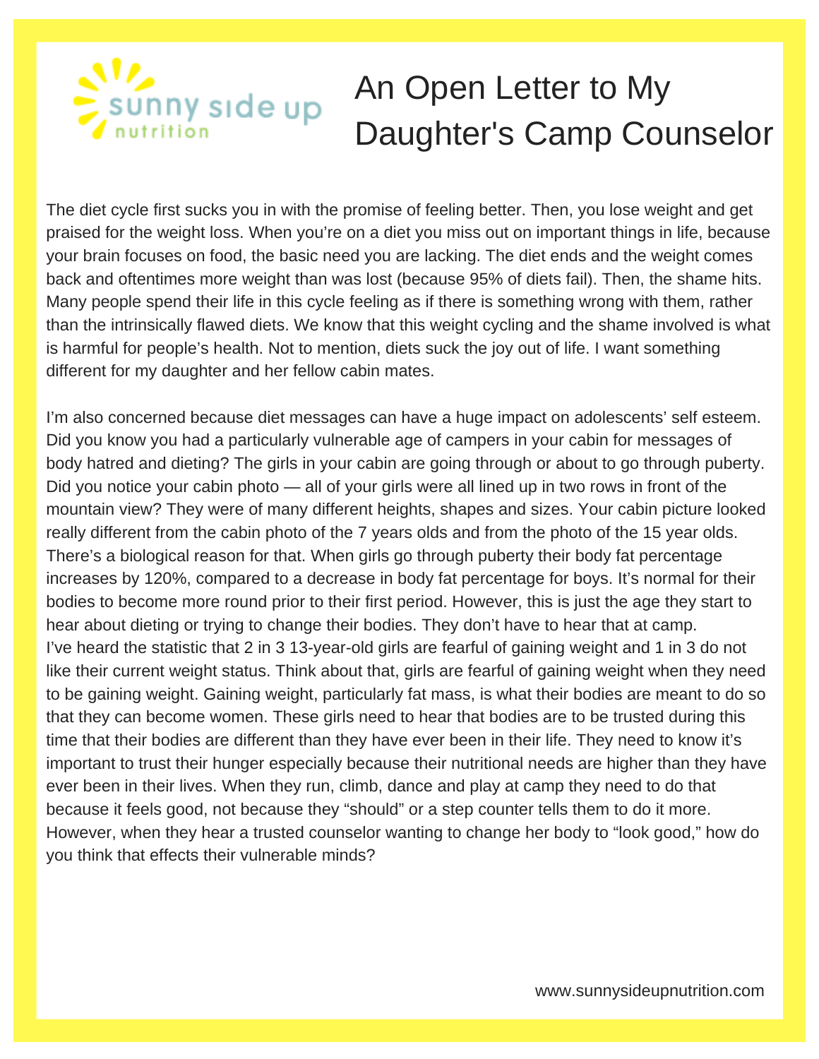# An Open Letter to My Daughter's Camp Counselor

The diet cycle first sucks you in with the promise of feeling better. Then, you lose weight and get praised for the weight loss. When you're on a diet you miss out on important things in life, because your brain focuses on food, the basic need you are lacking. The diet ends and the weight comes back and oftentimes more weight than was lost (because 95% of diets fail). Then, the shame hits. Many people spend their life in this cycle feeling as if there is something wrong with them, rather than the intrinsically flawed diets. We know that this weight cycling and the shame involved is what is harmful for people's health. Not to mention, diets suck the joy out of life. I want something different for my daughter and her fellow cabin mates.

I'm also concerned because diet messages can have a huge impact on adolescents' self esteem. Did you know you had a particularly vulnerable age of campers in your cabin for messages of body hatred and dieting? The girls in your cabin are going through or about to go through puberty. Did you notice your cabin photo — all of your girls were all lined up in two rows in front of the mountain view? They were of many different heights, shapes and sizes. Your cabin picture looked really different from the cabin photo of the 7 years olds and from the photo of the 15 year olds. There's a biological reason for that. When girls go through puberty their body fat percentage increases by 120%, compared to a decrease in body fat percentage for boys. It's normal for their bodies to become more round prior to their first period. However, this is just the age they start to hear about dieting or trying to change their bodies. They don't have to hear that at camp.
I've heard the statistic that 2 in 3 13-year-old girls are fearful of gaining weight and 1 in 3 do not like their current weight status. Think about that, girls are fearful of gaining weight when they need to be gaining weight. Gaining weight, particularly fat mass, is what their bodies are meant to do so that they can become women. These girls need to hear that bodies are to be trusted during this time that their bodies are different than they have ever been in their life. They need to know it's important to trust their hunger especially because their nutritional needs are higher than they have ever been in their lives. When they run, climb, dance and play at camp they need to do that because it feels good, not because they "should" or a step counter tells them to do it more. However, when they hear a trusted counselor wanting to change her body to "look good," how do you think that effects their vulnerable minds?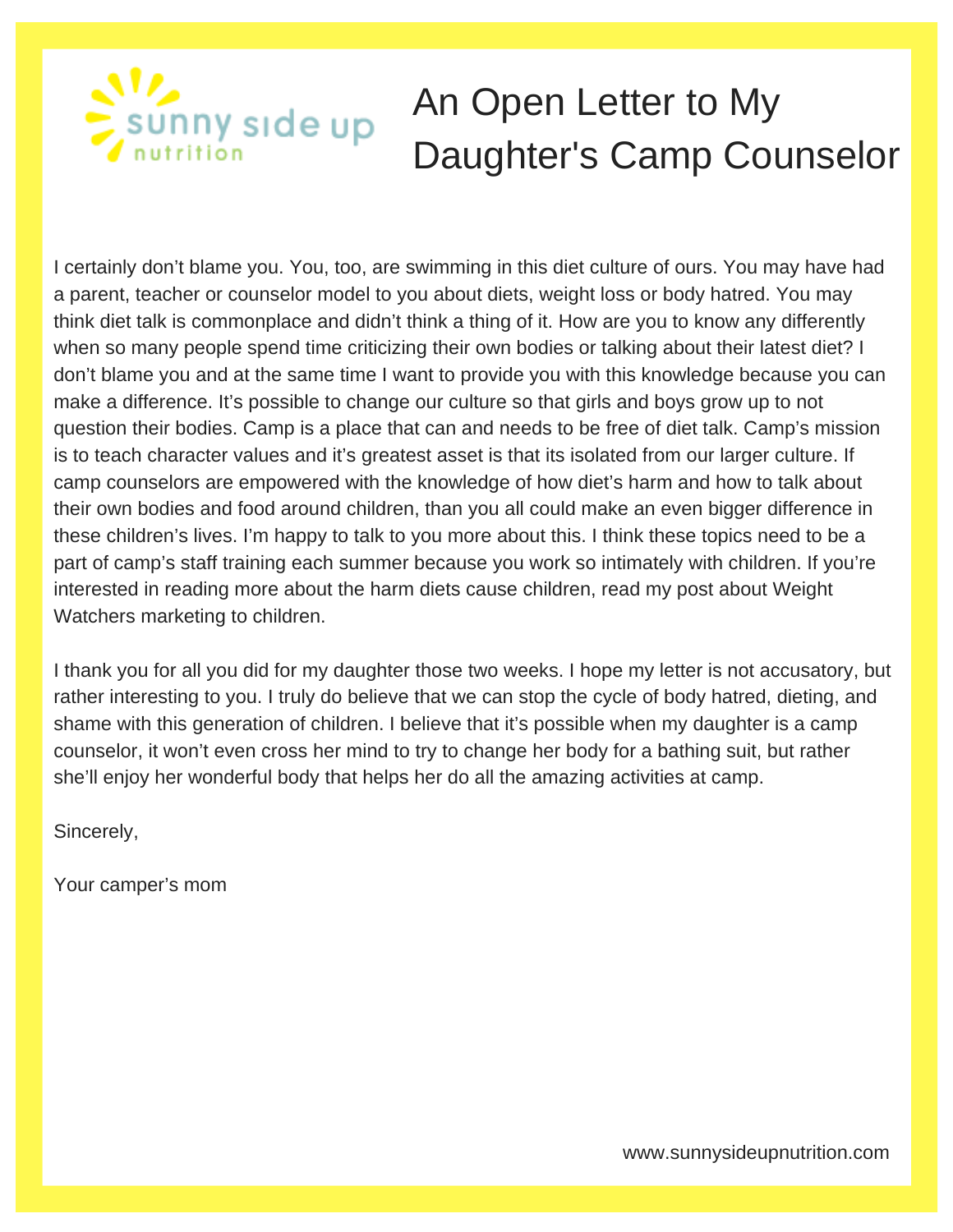# An Open Letter to My Daughter's Camp Counselor

I certainly don't blame you. You, too, are swimming in this diet culture of ours. You may have had a parent, teacher or counselor model to you about diets, weight loss or body hatred. You may think diet talk is commonplace and didn't think a thing of it. How are you to know any differently when so many people spend time criticizing their own bodies or talking about their latest diet? I don't blame you and at the same time I want to provide you with this knowledge because you can make a difference. It's possible to change our culture so that girls and boys grow up to not question their bodies. Camp is a place that can and needs to be free of diet talk. Camp's mission is to teach character values and it's greatest asset is that its isolated from our larger culture. If camp counselors are empowered with the knowledge of how diet's harm and how to talk about their own bodies and food around children, than you all could make an even bigger difference in these children's lives. I'm happy to talk to you more about this. I think these topics need to be a part of camp's staff training each summer because you work so intimately with children. If you're interested in reading more about the harm diets cause children, read my post about Weight Watchers marketing to children.

I thank you for all you did for my daughter those two weeks. I hope my letter is not accusatory, but rather interesting to you. I truly do believe that we can stop the cycle of body hatred, dieting, and shame with this generation of children. I believe that it's possible when my daughter is a camp counselor, it won't even cross her mind to try to change her body for a bathing suit, but rather she'll enjoy her wonderful body that helps her do all the amazing activities at camp.

Sincerely,

Your camper's mom